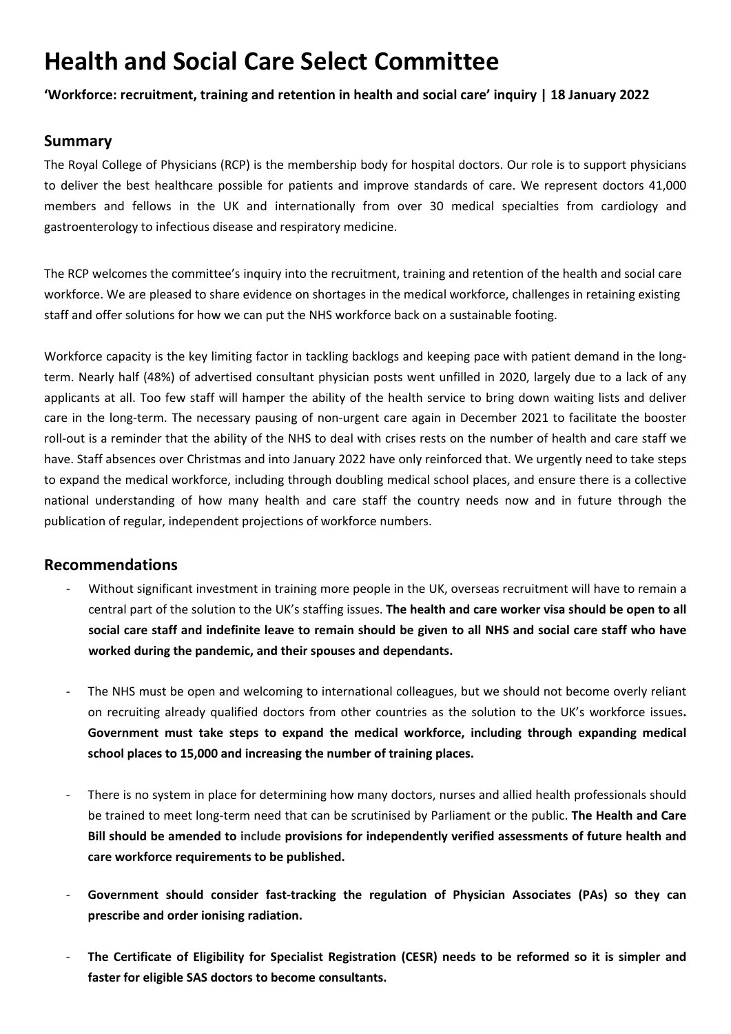# Health and Social Care Select Committee

**'Workforce: recruitment, training and retention in health and social care' inquiry | 18 January 2022**

## Summary

The Royal College of Physicians (RCP) is the membership body for hospital doctors. Our role is to support physicians to deliver the best healthcare possible for patients and improve standards of care. We represent doctors 41,000 members and fellows in the UK and internationally from over 30 medical specialties from cardiology and gastroenterology to infectious disease and respiratory medicine.

The RCP welcomes the committee's inquiry into the recruitment, training and retention of the health and social care workforce. We are pleased to share evidence on shortages in the medical workforce, challenges in retaining existing staff and offer solutions for how we can put the NHS workforce back on a sustainable footing.

Workforce capacity is the key limiting factor in tackling backlogs and keeping pace with patient demand in the long-term. Nearly half (48%) of advertised consultant physician posts went unfilled in 2020, largely due to a lack of any applicants at all. Too few staff will hamper the ability of the health service to bring down waiting lists and deliver care in the long-term. The necessary pausing of non-urgent care again in December 2021 to facilitate the booster roll-out is a reminder that the ability of the NHS to deal with crises rests on the number of health and care staff we have. Staff absences over Christmas and into January 2022 have only reinforced that. We urgently need to take steps to expand the medical workforce, including through doubling medical school places, and ensure there is a collective national understanding of how many health and care staff the country needs now and in future through the publication of regular, independent projections of workforce numbers.

## Recommendations

- Without significant investment in training more people in the UK, overseas recruitment will have to remain a central part of the solution to the UK's staffing issues. **The health and care worker visa should be open to all social care staff and indefinite leave to remain should be given to all NHS and social care staff who have worked during the pandemic, and their spouses and dependants.**
- The NHS must be open and welcoming to international colleagues, but we should not become overly reliant on recruiting already qualified doctors from other countries as the solution to the UK's workforce issues**. Government must take steps to expand the medical workforce, including through expanding medical school places to 15,000 and increasing the number of training places.**
- There is no system in place for determining how many doctors, nurses and allied health professionals should be trained to meet long-term need that can be scrutinised by Parliament or the public. **The Health and Care Bill should be amended to include provisions for independently verified assessments of future health and care workforce requirements to be published.**
- **Government should consider fast-tracking the regulation of Physician Associates (PAs) so they can prescribe and order ionising radiation.**
- **The Certificate of Eligibility for Specialist Registration (CESR) needs to be reformed so it is simpler and faster for eligible SAS doctors to become consultants.**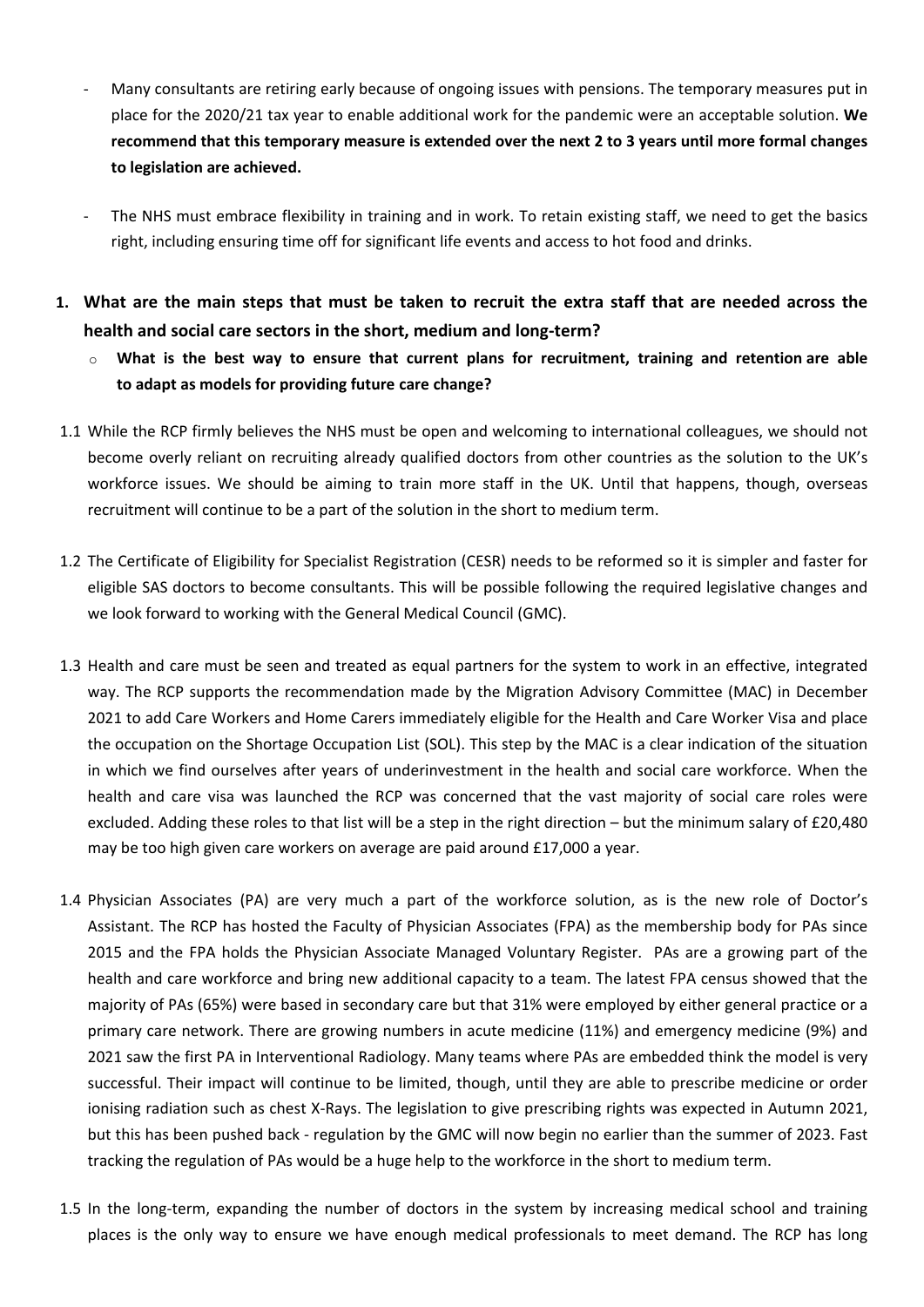- Many consultants are retiring early because of ongoing issues with pensions. The temporary measures put in place for the 2020/21 tax year to enable additional work for the pandemic were an acceptable solution. **We recommend that this temporary measure is extended over the next 2 to 3 years until more formal changes to legislation are achieved.**

- The NHS must embrace flexibility in training and in work. To retain existing staff, we need to get the basics right, including ensuring time off for significant life events and access to hot food and drinks.

**1. What are the main steps that must be taken to recruit the extra staff that are needed across the health and social care sectors in the short, medium and long-term?**

- **What is the best way to ensure that current plans for recruitment, training and retention are able to adapt as models for providing future care change?**

1.1 While the RCP firmly believes the NHS must be open and welcoming to international colleagues, we should not become overly reliant on recruiting already qualified doctors from other countries as the solution to the UK's workforce issues. We should be aiming to train more staff in the UK. Until that happens, though, overseas recruitment will continue to be a part of the solution in the short to medium term.

1.2 The Certificate of Eligibility for Specialist Registration (CESR) needs to be reformed so it is simpler and faster for eligible SAS doctors to become consultants. This will be possible following the required legislative changes and we look forward to working with the General Medical Council (GMC).

1.3 Health and care must be seen and treated as equal partners for the system to work in an effective, integrated way. The RCP supports the recommendation made by the Migration Advisory Committee (MAC) in December 2021 to add Care Workers and Home Carers immediately eligible for the Health and Care Worker Visa and place the occupation on the Shortage Occupation List (SOL). This step by the MAC is a clear indication of the situation in which we find ourselves after years of underinvestment in the health and social care workforce. When the health and care visa was launched the RCP was concerned that the vast majority of social care roles were excluded. Adding these roles to that list will be a step in the right direction – but the minimum salary of £20,480 may be too high given care workers on average are paid around £17,000 a year.

1.4 Physician Associates (PA) are very much a part of the workforce solution, as is the new role of Doctor's Assistant. The RCP has hosted the Faculty of Physician Associates (FPA) as the membership body for PAs since 2015 and the FPA holds the Physician Associate Managed Voluntary Register. PAs are a growing part of the health and care workforce and bring new additional capacity to a team. The latest FPA census showed that the majority of PAs (65%) were based in secondary care but that 31% were employed by either general practice or a primary care network. There are growing numbers in acute medicine (11%) and emergency medicine (9%) and 2021 saw the first PA in Interventional Radiology. Many teams where PAs are embedded think the model is very successful. Their impact will continue to be limited, though, until they are able to prescribe medicine or order ionising radiation such as chest X-Rays. The legislation to give prescribing rights was expected in Autumn 2021, but this has been pushed back - regulation by the GMC will now begin no earlier than the summer of 2023. Fast tracking the regulation of PAs would be a huge help to the workforce in the short to medium term.

1.5 In the long-term, expanding the number of doctors in the system by increasing medical school and training places is the only way to ensure we have enough medical professionals to meet demand. The RCP has long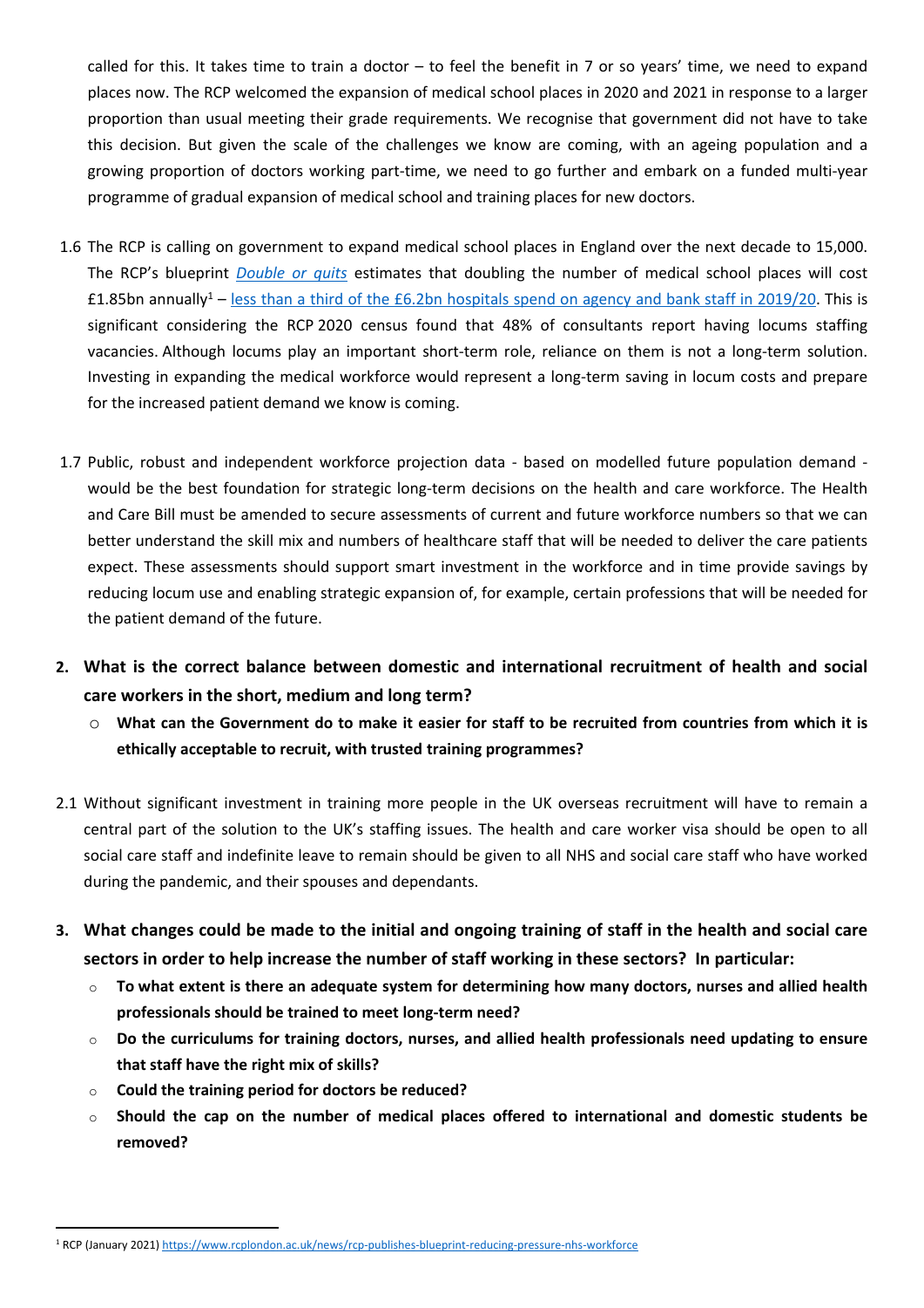called for this. It takes time to train a doctor – to feel the benefit in 7 or so years' time, we need to expand places now. The RCP welcomed the expansion of medical school places in 2020 and 2021 in response to a larger proportion than usual meeting their grade requirements. We recognise that government did not have to take this decision. But given the scale of the challenges we know are coming, with an ageing population and a growing proportion of doctors working part-time, we need to go further and embark on a funded multi-year programme of gradual expansion of medical school and training places for new doctors.

1.6 The RCP is calling on government to expand medical school places in England over the next decade to 15,000. The RCP's blueprint *Double or quits* estimates that doubling the number of medical school places will cost £1.85bn annually[1] – less than a third of the £6.2bn hospitals spend on agency and bank staff in 2019/20. This is significant considering the RCP 2020 census found that 48% of consultants report having locums staffing vacancies. Although locums play an important short-term role, reliance on them is not a long-term solution. Investing in expanding the medical workforce would represent a long-term saving in locum costs and prepare for the increased patient demand we know is coming.

1.7 Public, robust and independent workforce projection data - based on modelled future population demand - would be the best foundation for strategic long-term decisions on the health and care workforce. The Health and Care Bill must be amended to secure assessments of current and future workforce numbers so that we can better understand the skill mix and numbers of healthcare staff that will be needed to deliver the care patients expect. These assessments should support smart investment in the workforce and in time provide savings by reducing locum use and enabling strategic expansion of, for example, certain professions that will be needed for the patient demand of the future.

## 2. What is the correct balance between domestic and international recruitment of health and social care workers in the short, medium and long term?

- **What can the Government do to make it easier for staff to be recruited from countries from which it is ethically acceptable to recruit, with trusted training programmes?**

2.1 Without significant investment in training more people in the UK overseas recruitment will have to remain a central part of the solution to the UK's staffing issues. The health and care worker visa should be open to all social care staff and indefinite leave to remain should be given to all NHS and social care staff who have worked during the pandemic, and their spouses and dependants.

## 3. What changes could be made to the initial and ongoing training of staff in the health and social care sectors in order to help increase the number of staff working in these sectors? In particular:

- **To what extent is there an adequate system for determining how many doctors, nurses and allied health professionals should be trained to meet long-term need?**
- **Do the curriculums for training doctors, nurses, and allied health professionals need updating to ensure that staff have the right mix of skills?**
- **Could the training period for doctors be reduced?**
- **Should the cap on the number of medical places offered to international and domestic students be removed?**

---

[1] RCP (January 2021) https://www.rcplondon.ac.uk/news/rcp-publishes-blueprint-reducing-pressure-nhs-workforce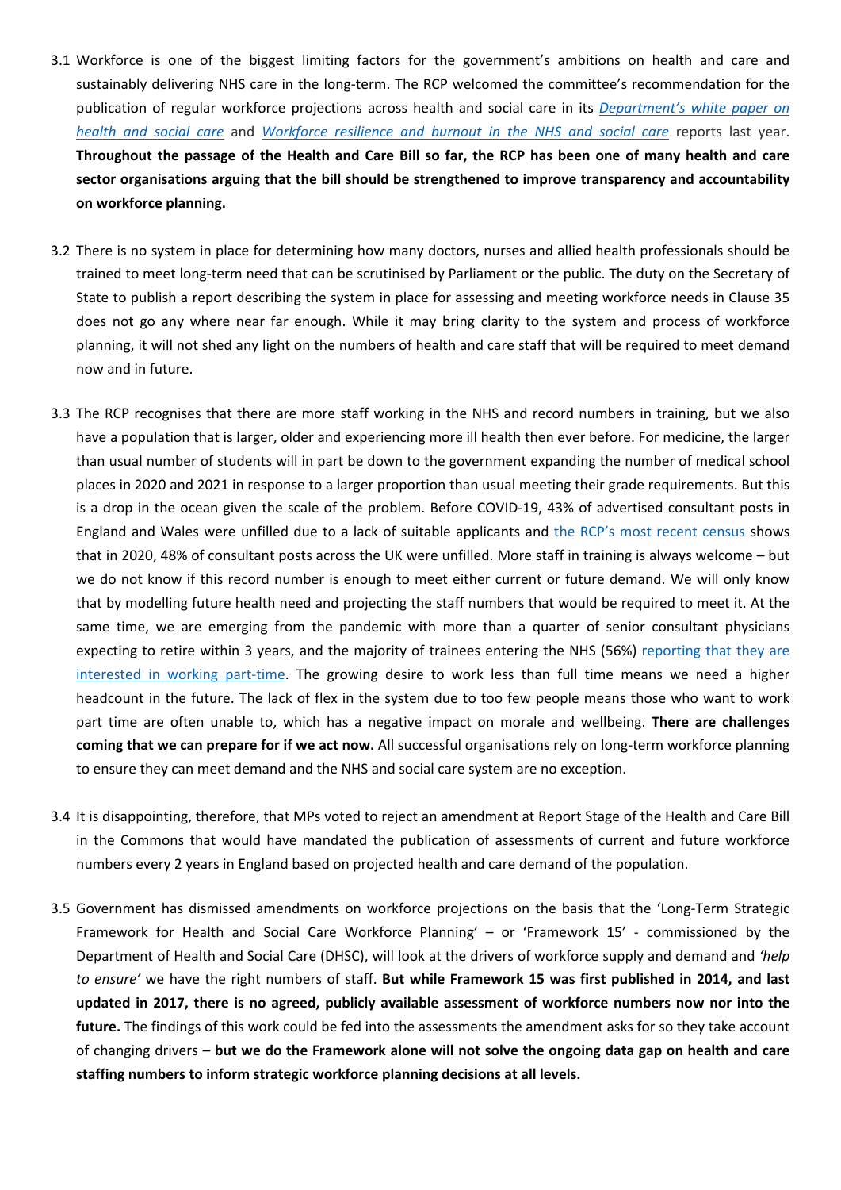3.1 Workforce is one of the biggest limiting factors for the government's ambitions on health and care and sustainably delivering NHS care in the long-term. The RCP welcomed the committee's recommendation for the publication of regular workforce projections across health and social care in its *Department's white paper on health and social care* and *Workforce resilience and burnout in the NHS and social care* reports last year. **Throughout the passage of the Health and Care Bill so far, the RCP has been one of many health and care sector organisations arguing that the bill should be strengthened to improve transparency and accountability on workforce planning.**

3.2 There is no system in place for determining how many doctors, nurses and allied health professionals should be trained to meet long-term need that can be scrutinised by Parliament or the public. The duty on the Secretary of State to publish a report describing the system in place for assessing and meeting workforce needs in Clause 35 does not go any where near far enough. While it may bring clarity to the system and process of workforce planning, it will not shed any light on the numbers of health and care staff that will be required to meet demand now and in future.

3.3 The RCP recognises that there are more staff working in the NHS and record numbers in training, but we also have a population that is larger, older and experiencing more ill health then ever before. For medicine, the larger than usual number of students will in part be down to the government expanding the number of medical school places in 2020 and 2021 in response to a larger proportion than usual meeting their grade requirements. But this is a drop in the ocean given the scale of the problem. Before COVID-19, 43% of advertised consultant posts in England and Wales were unfilled due to a lack of suitable applicants and the RCP's most recent census shows that in 2020, 48% of consultant posts across the UK were unfilled. More staff in training is always welcome – but we do not know if this record number is enough to meet either current or future demand. We will only know that by modelling future health need and projecting the staff numbers that would be required to meet it. At the same time, we are emerging from the pandemic with more than a quarter of senior consultant physicians expecting to retire within 3 years, and the majority of trainees entering the NHS (56%) reporting that they are interested in working part-time. The growing desire to work less than full time means we need a higher headcount in the future. The lack of flex in the system due to too few people means those who want to work part time are often unable to, which has a negative impact on morale and wellbeing. **There are challenges coming that we can prepare for if we act now.** All successful organisations rely on long-term workforce planning to ensure they can meet demand and the NHS and social care system are no exception.

3.4 It is disappointing, therefore, that MPs voted to reject an amendment at Report Stage of the Health and Care Bill in the Commons that would have mandated the publication of assessments of current and future workforce numbers every 2 years in England based on projected health and care demand of the population.

3.5 Government has dismissed amendments on workforce projections on the basis that the 'Long-Term Strategic Framework for Health and Social Care Workforce Planning' – or 'Framework 15' - commissioned by the Department of Health and Social Care (DHSC), will look at the drivers of workforce supply and demand and *'help to ensure'* we have the right numbers of staff. **But while Framework 15 was first published in 2014, and last updated in 2017, there is no agreed, publicly available assessment of workforce numbers now nor into the future.** The findings of this work could be fed into the assessments the amendment asks for so they take account of changing drivers – **but we do the Framework alone will not solve the ongoing data gap on health and care staffing numbers to inform strategic workforce planning decisions at all levels.**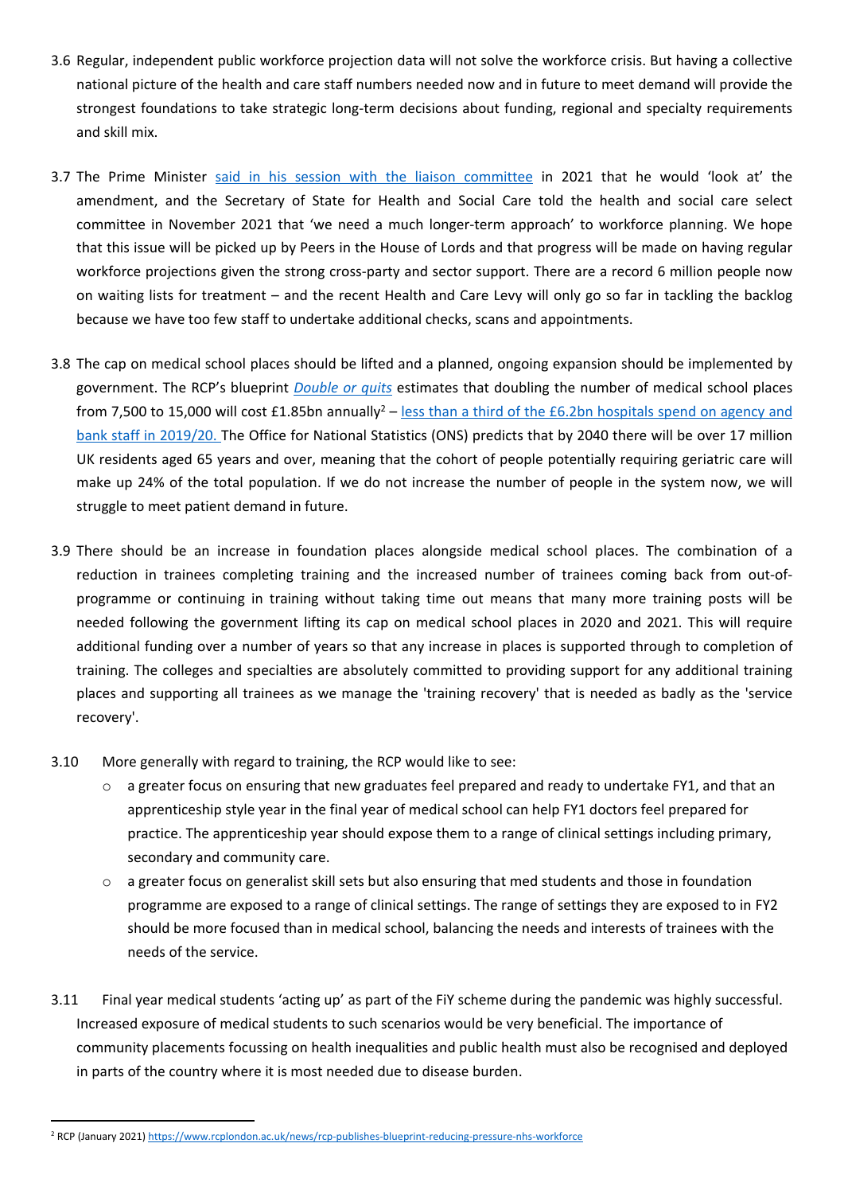3.6 Regular, independent public workforce projection data will not solve the workforce crisis. But having a collective national picture of the health and care staff numbers needed now and in future to meet demand will provide the strongest foundations to take strategic long-term decisions about funding, regional and specialty requirements and skill mix.

3.7 The Prime Minister said in his session with the liaison committee in 2021 that he would 'look at' the amendment, and the Secretary of State for Health and Social Care told the health and social care select committee in November 2021 that 'we need a much longer-term approach' to workforce planning. We hope that this issue will be picked up by Peers in the House of Lords and that progress will be made on having regular workforce projections given the strong cross-party and sector support. There are a record 6 million people now on waiting lists for treatment – and the recent Health and Care Levy will only go so far in tackling the backlog because we have too few staff to undertake additional checks, scans and appointments.

3.8 The cap on medical school places should be lifted and a planned, ongoing expansion should be implemented by government. The RCP's blueprint *Double or quits* estimates that doubling the number of medical school places from 7,500 to 15,000 will cost £1.85bn annually[2] – less than a third of the £6.2bn hospitals spend on agency and bank staff in 2019/20. The Office for National Statistics (ONS) predicts that by 2040 there will be over 17 million UK residents aged 65 years and over, meaning that the cohort of people potentially requiring geriatric care will make up 24% of the total population. If we do not increase the number of people in the system now, we will struggle to meet patient demand in future.

3.9 There should be an increase in foundation places alongside medical school places. The combination of a reduction in trainees completing training and the increased number of trainees coming back from out-of-programme or continuing in training without taking time out means that many more training posts will be needed following the government lifting its cap on medical school places in 2020 and 2021. This will require additional funding over a number of years so that any increase in places is supported through to completion of training. The colleges and specialties are absolutely committed to providing support for any additional training places and supporting all trainees as we manage the 'training recovery' that is needed as badly as the 'service recovery'.

3.10 More generally with regard to training, the RCP would like to see:

- a greater focus on ensuring that new graduates feel prepared and ready to undertake FY1, and that an apprenticeship style year in the final year of medical school can help FY1 doctors feel prepared for practice. The apprenticeship year should expose them to a range of clinical settings including primary, secondary and community care.
- a greater focus on generalist skill sets but also ensuring that med students and those in foundation programme are exposed to a range of clinical settings. The range of settings they are exposed to in FY2 should be more focused than in medical school, balancing the needs and interests of trainees with the needs of the service.

3.11 Final year medical students 'acting up' as part of the FiY scheme during the pandemic was highly successful. Increased exposure of medical students to such scenarios would be very beneficial. The importance of community placements focussing on health inequalities and public health must also be recognised and deployed in parts of the country where it is most needed due to disease burden.

---

[2] RCP (January 2021) https://www.rcplondon.ac.uk/news/rcp-publishes-blueprint-reducing-pressure-nhs-workforce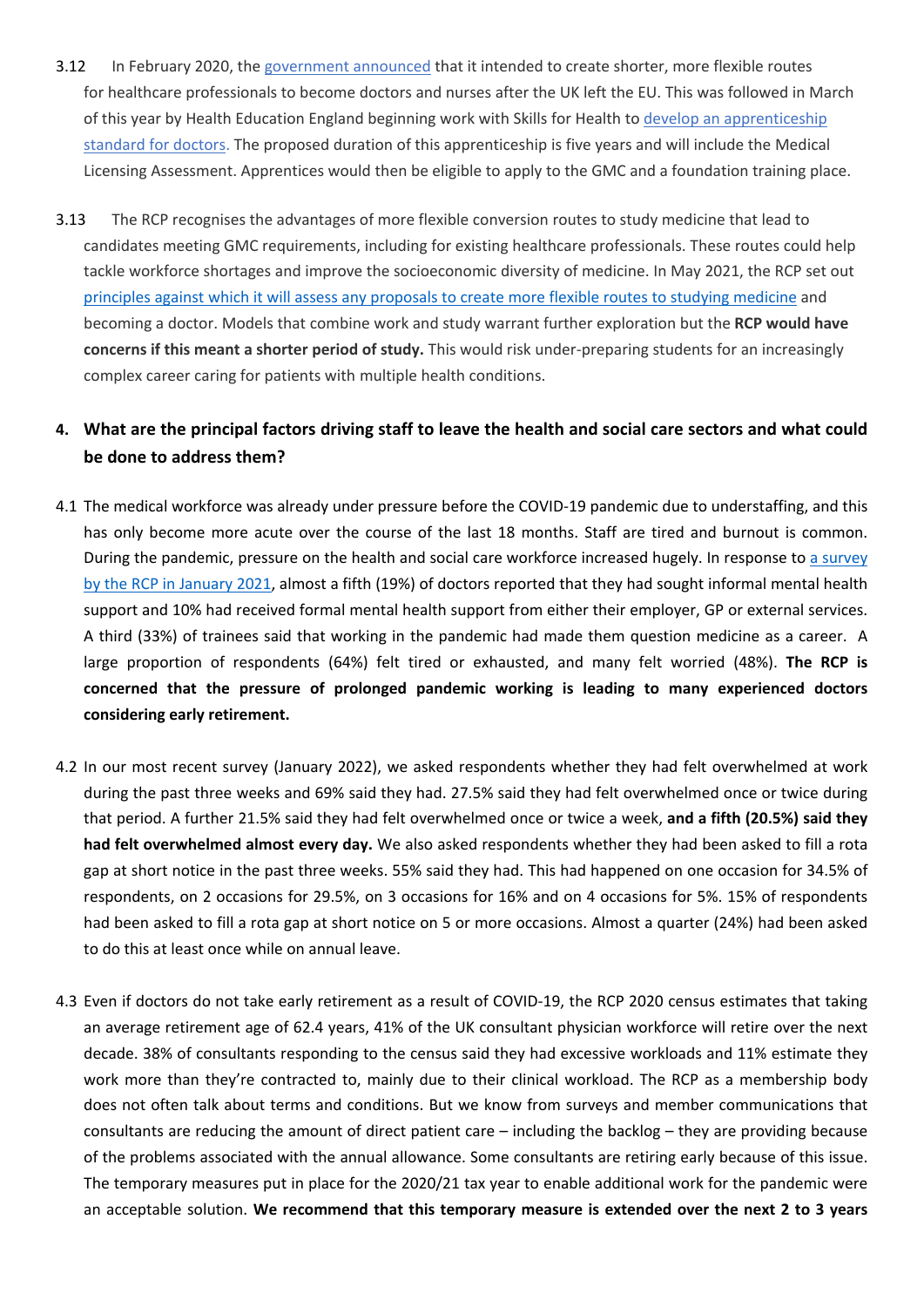3.12 In February 2020, the government announced that it intended to create shorter, more flexible routes for healthcare professionals to become doctors and nurses after the UK left the EU. This was followed in March of this year by Health Education England beginning work with Skills for Health to develop an apprenticeship standard for doctors. The proposed duration of this apprenticeship is five years and will include the Medical Licensing Assessment. Apprentices would then be eligible to apply to the GMC and a foundation training place.

3.13 The RCP recognises the advantages of more flexible conversion routes to study medicine that lead to candidates meeting GMC requirements, including for existing healthcare professionals. These routes could help tackle workforce shortages and improve the socioeconomic diversity of medicine. In May 2021, the RCP set out principles against which it will assess any proposals to create more flexible routes to studying medicine and becoming a doctor. Models that combine work and study warrant further exploration but the **RCP would have concerns if this meant a shorter period of study.** This would risk under-preparing students for an increasingly complex career caring for patients with multiple health conditions.

## 4. What are the principal factors driving staff to leave the health and social care sectors and what could be done to address them?

4.1 The medical workforce was already under pressure before the COVID-19 pandemic due to understaffing, and this has only become more acute over the course of the last 18 months. Staff are tired and burnout is common. During the pandemic, pressure on the health and social care workforce increased hugely. In response to a survey by the RCP in January 2021, almost a fifth (19%) of doctors reported that they had sought informal mental health support and 10% had received formal mental health support from either their employer, GP or external services. A third (33%) of trainees said that working in the pandemic had made them question medicine as a career. A large proportion of respondents (64%) felt tired or exhausted, and many felt worried (48%). **The RCP is concerned that the pressure of prolonged pandemic working is leading to many experienced doctors considering early retirement.**

4.2 In our most recent survey (January 2022), we asked respondents whether they had felt overwhelmed at work during the past three weeks and 69% said they had. 27.5% said they had felt overwhelmed once or twice during that period. A further 21.5% said they had felt overwhelmed once or twice a week, **and a fifth (20.5%) said they had felt overwhelmed almost every day.** We also asked respondents whether they had been asked to fill a rota gap at short notice in the past three weeks. 55% said they had. This had happened on one occasion for 34.5% of respondents, on 2 occasions for 29.5%, on 3 occasions for 16% and on 4 occasions for 5%. 15% of respondents had been asked to fill a rota gap at short notice on 5 or more occasions. Almost a quarter (24%) had been asked to do this at least once while on annual leave.

4.3 Even if doctors do not take early retirement as a result of COVID-19, the RCP 2020 census estimates that taking an average retirement age of 62.4 years, 41% of the UK consultant physician workforce will retire over the next decade. 38% of consultants responding to the census said they had excessive workloads and 11% estimate they work more than they're contracted to, mainly due to their clinical workload. The RCP as a membership body does not often talk about terms and conditions. But we know from surveys and member communications that consultants are reducing the amount of direct patient care – including the backlog – they are providing because of the problems associated with the annual allowance. Some consultants are retiring early because of this issue. The temporary measures put in place for the 2020/21 tax year to enable additional work for the pandemic were an acceptable solution. **We recommend that this temporary measure is extended over the next 2 to 3 years**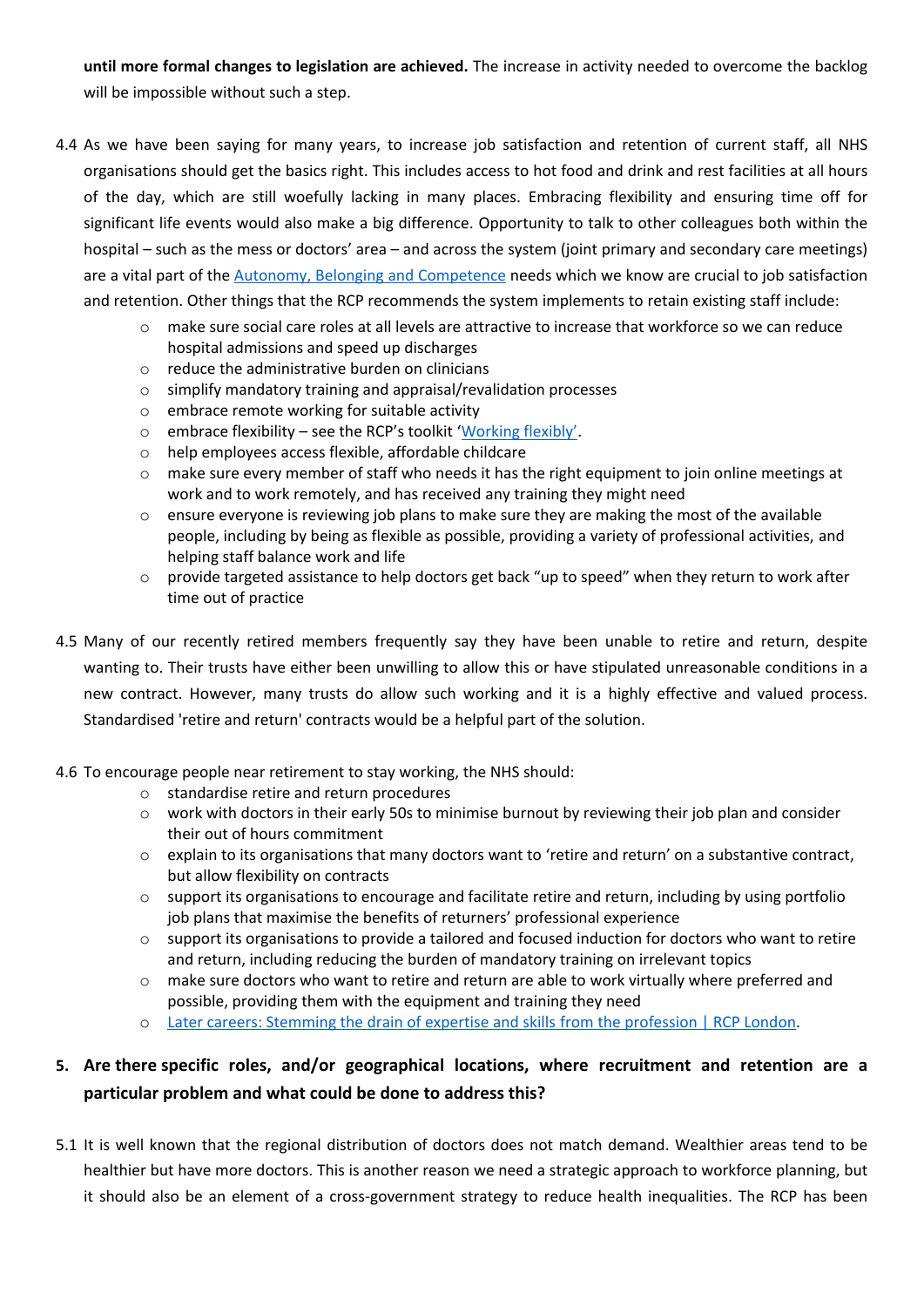**until more formal changes to legislation are achieved.** The increase in activity needed to overcome the backlog will be impossible without such a step.

4.4 As we have been saying for many years, to increase job satisfaction and retention of current staff, all NHS organisations should get the basics right. This includes access to hot food and drink and rest facilities at all hours of the day, which are still woefully lacking in many places. Embracing flexibility and ensuring time off for significant life events would also make a big difference. Opportunity to talk to other colleagues both within the hospital – such as the mess or doctors' area – and across the system (joint primary and secondary care meetings) are a vital part of the Autonomy, Belonging and Competence needs which we know are crucial to job satisfaction and retention. Other things that the RCP recommends the system implements to retain existing staff include:

- make sure social care roles at all levels are attractive to increase that workforce so we can reduce hospital admissions and speed up discharges
- reduce the administrative burden on clinicians
- simplify mandatory training and appraisal/revalidation processes
- embrace remote working for suitable activity
- embrace flexibility – see the RCP's toolkit 'Working flexibly'.
- help employees access flexible, affordable childcare
- make sure every member of staff who needs it has the right equipment to join online meetings at work and to work remotely, and has received any training they might need
- ensure everyone is reviewing job plans to make sure they are making the most of the available people, including by being as flexible as possible, providing a variety of professional activities, and helping staff balance work and life
- provide targeted assistance to help doctors get back "up to speed" when they return to work after time out of practice

4.5 Many of our recently retired members frequently say they have been unable to retire and return, despite wanting to. Their trusts have either been unwilling to allow this or have stipulated unreasonable conditions in a new contract. However, many trusts do allow such working and it is a highly effective and valued process. Standardised 'retire and return' contracts would be a helpful part of the solution.

4.6 To encourage people near retirement to stay working, the NHS should:

- standardise retire and return procedures
- work with doctors in their early 50s to minimise burnout by reviewing their job plan and consider their out of hours commitment
- explain to its organisations that many doctors want to 'retire and return' on a substantive contract, but allow flexibility on contracts
- support its organisations to encourage and facilitate retire and return, including by using portfolio job plans that maximise the benefits of returners' professional experience
- support its organisations to provide a tailored and focused induction for doctors who want to retire and return, including reducing the burden of mandatory training on irrelevant topics
- make sure doctors who want to retire and return are able to work virtually where preferred and possible, providing them with the equipment and training they need
- Later careers: Stemming the drain of expertise and skills from the profession | RCP London.

## 5. Are there specific roles, and/or geographical locations, where recruitment and retention are a particular problem and what could be done to address this?

5.1 It is well known that the regional distribution of doctors does not match demand. Wealthier areas tend to be healthier but have more doctors. This is another reason we need a strategic approach to workforce planning, but it should also be an element of a cross-government strategy to reduce health inequalities. The RCP has been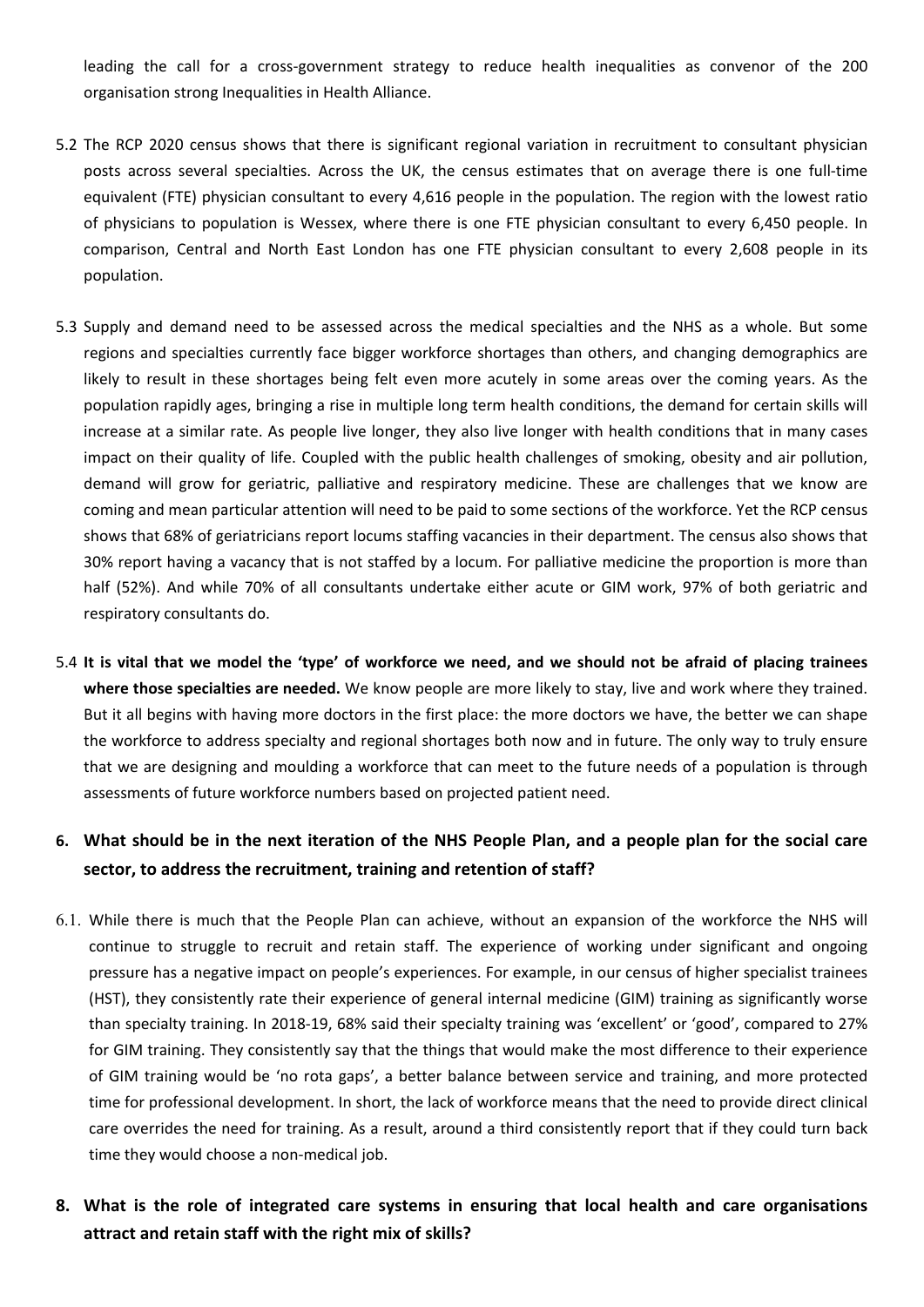leading the call for a cross-government strategy to reduce health inequalities as convenor of the 200 organisation strong Inequalities in Health Alliance.

5.2 The RCP 2020 census shows that there is significant regional variation in recruitment to consultant physician posts across several specialties. Across the UK, the census estimates that on average there is one full-time equivalent (FTE) physician consultant to every 4,616 people in the population. The region with the lowest ratio of physicians to population is Wessex, where there is one FTE physician consultant to every 6,450 people. In comparison, Central and North East London has one FTE physician consultant to every 2,608 people in its population.

5.3 Supply and demand need to be assessed across the medical specialties and the NHS as a whole. But some regions and specialties currently face bigger workforce shortages than others, and changing demographics are likely to result in these shortages being felt even more acutely in some areas over the coming years. As the population rapidly ages, bringing a rise in multiple long term health conditions, the demand for certain skills will increase at a similar rate. As people live longer, they also live longer with health conditions that in many cases impact on their quality of life. Coupled with the public health challenges of smoking, obesity and air pollution, demand will grow for geriatric, palliative and respiratory medicine. These are challenges that we know are coming and mean particular attention will need to be paid to some sections of the workforce. Yet the RCP census shows that 68% of geriatricians report locums staffing vacancies in their department. The census also shows that 30% report having a vacancy that is not staffed by a locum. For palliative medicine the proportion is more than half (52%). And while 70% of all consultants undertake either acute or GIM work, 97% of both geriatric and respiratory consultants do.

5.4 **It is vital that we model the 'type' of workforce we need, and we should not be afraid of placing trainees where those specialties are needed.** We know people are more likely to stay, live and work where they trained. But it all begins with having more doctors in the first place: the more doctors we have, the better we can shape the workforce to address specialty and regional shortages both now and in future. The only way to truly ensure that we are designing and moulding a workforce that can meet to the future needs of a population is through assessments of future workforce numbers based on projected patient need.

## 6. What should be in the next iteration of the NHS People Plan, and a people plan for the social care sector, to address the recruitment, training and retention of staff?

6.1. While there is much that the People Plan can achieve, without an expansion of the workforce the NHS will continue to struggle to recruit and retain staff. The experience of working under significant and ongoing pressure has a negative impact on people's experiences. For example, in our census of higher specialist trainees (HST), they consistently rate their experience of general internal medicine (GIM) training as significantly worse than specialty training. In 2018-19, 68% said their specialty training was 'excellent' or 'good', compared to 27% for GIM training. They consistently say that the things that would make the most difference to their experience of GIM training would be 'no rota gaps', a better balance between service and training, and more protected time for professional development. In short, the lack of workforce means that the need to provide direct clinical care overrides the need for training. As a result, around a third consistently report that if they could turn back time they would choose a non-medical job.

## 8. What is the role of integrated care systems in ensuring that local health and care organisations attract and retain staff with the right mix of skills?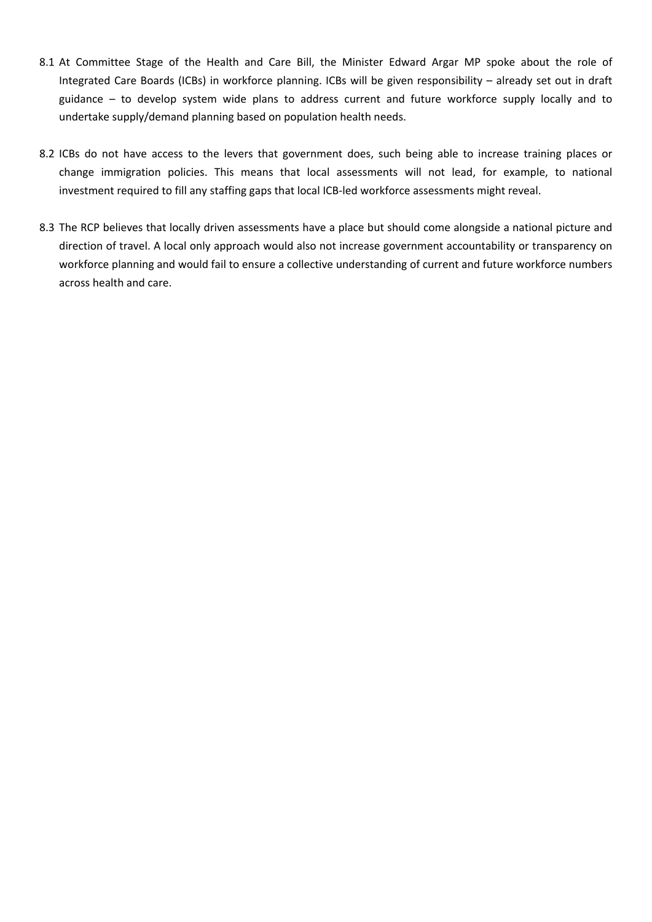8.1 At Committee Stage of the Health and Care Bill, the Minister Edward Argar MP spoke about the role of Integrated Care Boards (ICBs) in workforce planning. ICBs will be given responsibility – already set out in draft guidance – to develop system wide plans to address current and future workforce supply locally and to undertake supply/demand planning based on population health needs.

8.2 ICBs do not have access to the levers that government does, such being able to increase training places or change immigration policies. This means that local assessments will not lead, for example, to national investment required to fill any staffing gaps that local ICB-led workforce assessments might reveal.

8.3 The RCP believes that locally driven assessments have a place but should come alongside a national picture and direction of travel. A local only approach would also not increase government accountability or transparency on workforce planning and would fail to ensure a collective understanding of current and future workforce numbers across health and care.